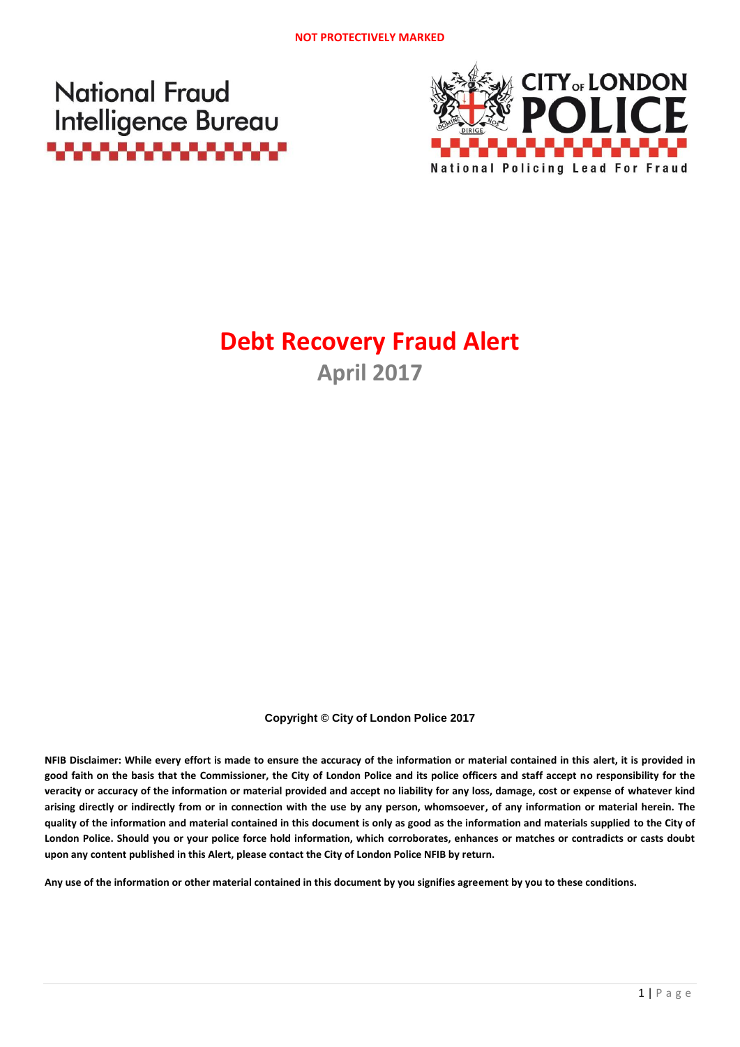NOT PROTECTIVELY MARKED

National Fraud Intelligence Bureau

CITY OF LONDON POLICE

National Policing Lead For Fraud

# Debt Recovery Fraud Alert

## April 2017

**Copyright © City of London Police 2017**

**NFIB Disclaimer: While every effort is made to ensure the accuracy of the information or material contained in this alert, it is provided in good faith on the basis that the Commissioner, the City of London Police and its police officers and staff accept no responsibility for the veracity or accuracy of the information or material provided and accept no liability for any loss, damage, cost or expense of whatever kind arising directly or indirectly from or in connection with the use by any person, whomsoever, of any information or material herein. The quality of the information and material contained in this document is only as good as the information and materials supplied to the City of London Police. Should you or your police force hold information, which corroborates, enhances or matches or contradicts or casts doubt upon any content published in this Alert, please contact the City of London Police NFIB by return.**

**Any use of the information or other material contained in this document by you signifies agreement by you to these conditions.**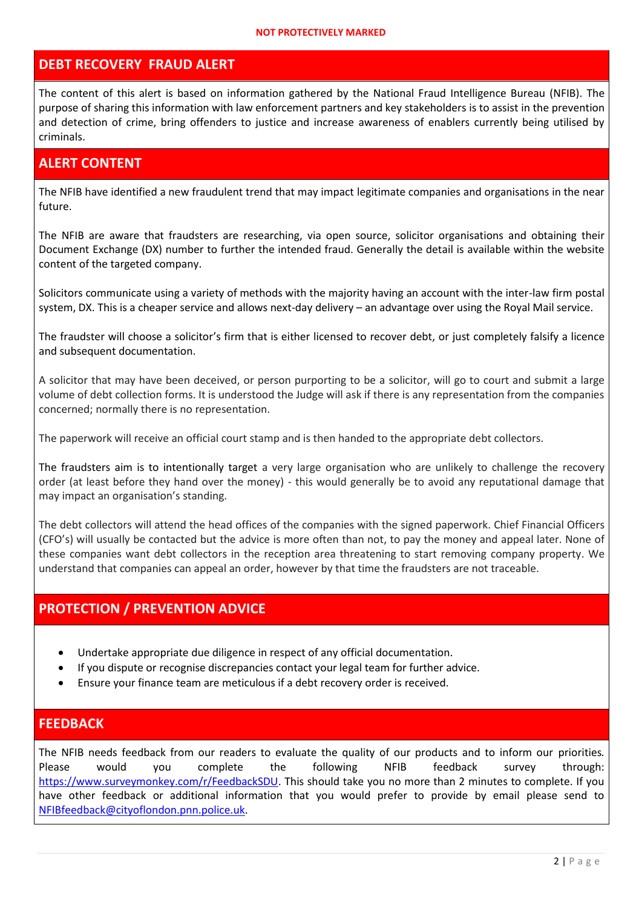NOT PROTECTIVELY MARKED

## DEBT RECOVERY FRAUD ALERT

The content of this alert is based on information gathered by the National Fraud Intelligence Bureau (NFIB). The purpose of sharing this information with law enforcement partners and key stakeholders is to assist in the prevention and detection of crime, bring offenders to justice and increase awareness of enablers currently being utilised by criminals.

## ALERT CONTENT

The NFIB have identified a new fraudulent trend that may impact legitimate companies and organisations in the near future.

The NFIB are aware that fraudsters are researching, via open source, solicitor organisations and obtaining their Document Exchange (DX) number to further the intended fraud. Generally the detail is available within the website content of the targeted company.

Solicitors communicate using a variety of methods with the majority having an account with the inter-law firm postal system, DX. This is a cheaper service and allows next-day delivery – an advantage over using the Royal Mail service.

The fraudster will choose a solicitor's firm that is either licensed to recover debt, or just completely falsify a licence and subsequent documentation.

A solicitor that may have been deceived, or person purporting to be a solicitor, will go to court and submit a large volume of debt collection forms. It is understood the Judge will ask if there is any representation from the companies concerned; normally there is no representation.

The paperwork will receive an official court stamp and is then handed to the appropriate debt collectors.

The fraudsters aim is to intentionally target a very large organisation who are unlikely to challenge the recovery order (at least before they hand over the money) - this would generally be to avoid any reputational damage that may impact an organisation's standing.

The debt collectors will attend the head offices of the companies with the signed paperwork. Chief Financial Officers (CFO's) will usually be contacted but the advice is more often than not, to pay the money and appeal later. None of these companies want debt collectors in the reception area threatening to start removing company property. We understand that companies can appeal an order, however by that time the fraudsters are not traceable.

## PROTECTION / PREVENTION ADVICE

- Undertake appropriate due diligence in respect of any official documentation.
- If you dispute or recognise discrepancies contact your legal team for further advice.
- Ensure your finance team are meticulous if a debt recovery order is received.

## FEEDBACK

The NFIB needs feedback from our readers to evaluate the quality of our products and to inform our priorities. Please would you complete the following NFIB feedback survey through: https://www.surveymonkey.com/r/FeedbackSDU. This should take you no more than 2 minutes to complete. If you have other feedback or additional information that you would prefer to provide by email please send to NFIBfeedback@cityoflondon.pnn.police.uk.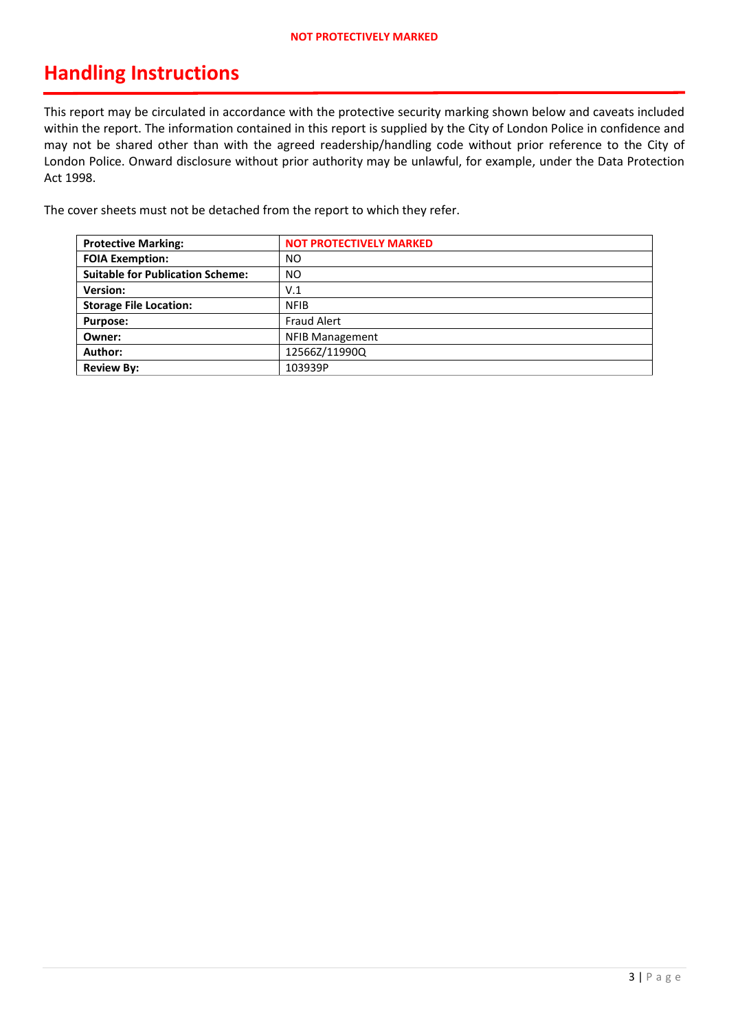# Handling Instructions

This report may be circulated in accordance with the protective security marking shown below and caveats included within the report. The information contained in this report is supplied by the City of London Police in confidence and may not be shared other than with the agreed readership/handling code without prior reference to the City of London Police. Onward disclosure without prior authority may be unlawful, for example, under the Data Protection Act 1998.

The cover sheets must not be detached from the report to which they refer.

| | |
|---|---|
| **Protective Marking:** | NOT PROTECTIVELY MARKED |
| **FOIA Exemption:** | NO |
| **Suitable for Publication Scheme:** | NO |
| **Version:** | V.1 |
| **Storage File Location:** | NFIB |
| **Purpose:** | Fraud Alert |
| **Owner:** | NFIB Management |
| **Author:** | 12566Z/11990Q |
| **Review By:** | 103939P |